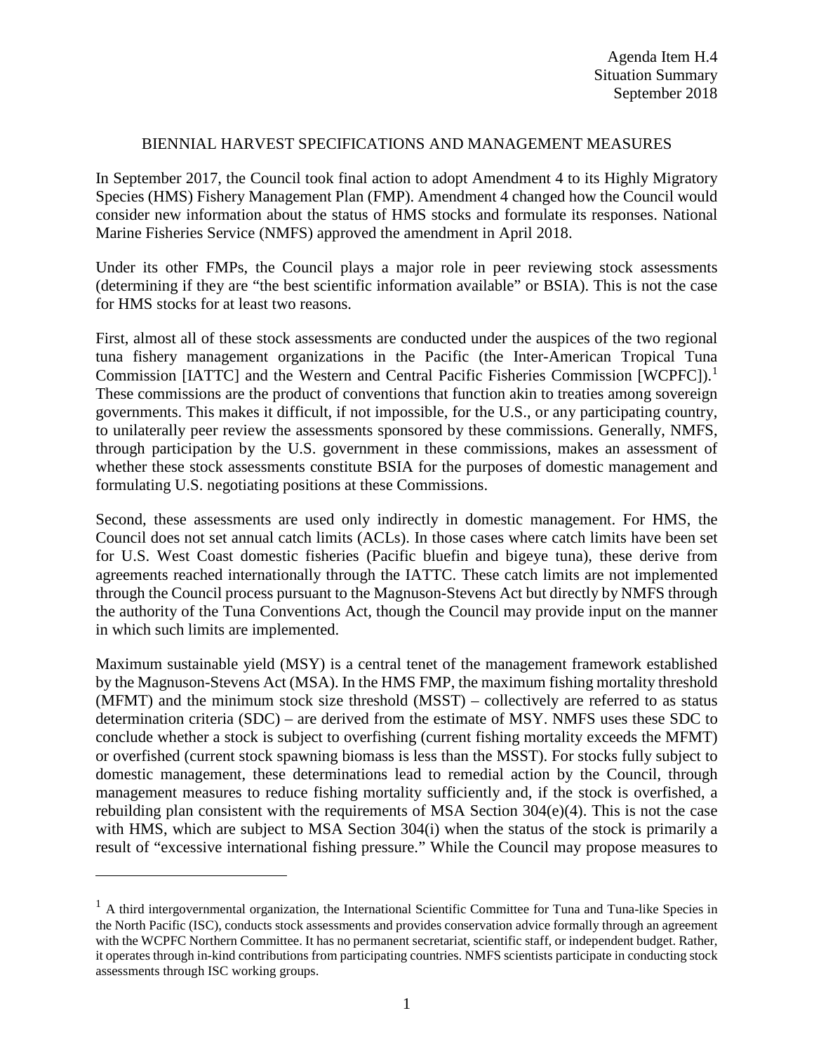Agenda Item H.4
Situation Summary
September 2018

# BIENNIAL HARVEST SPECIFICATIONS AND MANAGEMENT MEASURES

In September 2017, the Council took final action to adopt Amendment 4 to its Highly Migratory Species (HMS) Fishery Management Plan (FMP). Amendment 4 changed how the Council would consider new information about the status of HMS stocks and formulate its responses. National Marine Fisheries Service (NMFS) approved the amendment in April 2018.

Under its other FMPs, the Council plays a major role in peer reviewing stock assessments (determining if they are "the best scientific information available" or BSIA). This is not the case for HMS stocks for at least two reasons.

First, almost all of these stock assessments are conducted under the auspices of the two regional tuna fishery management organizations in the Pacific (the Inter-American Tropical Tuna Commission [IATTC] and the Western and Central Pacific Fisheries Commission [WCPFC]).[1] These commissions are the product of conventions that function akin to treaties among sovereign governments. This makes it difficult, if not impossible, for the U.S., or any participating country, to unilaterally peer review the assessments sponsored by these commissions. Generally, NMFS, through participation by the U.S. government in these commissions, makes an assessment of whether these stock assessments constitute BSIA for the purposes of domestic management and formulating U.S. negotiating positions at these Commissions.

Second, these assessments are used only indirectly in domestic management. For HMS, the Council does not set annual catch limits (ACLs). In those cases where catch limits have been set for U.S. West Coast domestic fisheries (Pacific bluefin and bigeye tuna), these derive from agreements reached internationally through the IATTC. These catch limits are not implemented through the Council process pursuant to the Magnuson-Stevens Act but directly by NMFS through the authority of the Tuna Conventions Act, though the Council may provide input on the manner in which such limits are implemented.

Maximum sustainable yield (MSY) is a central tenet of the management framework established by the Magnuson-Stevens Act (MSA). In the HMS FMP, the maximum fishing mortality threshold (MFMT) and the minimum stock size threshold (MSST) – collectively are referred to as status determination criteria (SDC) – are derived from the estimate of MSY. NMFS uses these SDC to conclude whether a stock is subject to overfishing (current fishing mortality exceeds the MFMT) or overfished (current stock spawning biomass is less than the MSST). For stocks fully subject to domestic management, these determinations lead to remedial action by the Council, through management measures to reduce fishing mortality sufficiently and, if the stock is overfished, a rebuilding plan consistent with the requirements of MSA Section 304(e)(4). This is not the case with HMS, which are subject to MSA Section 304(i) when the status of the stock is primarily a result of "excessive international fishing pressure." While the Council may propose measures to

[1] A third intergovernmental organization, the International Scientific Committee for Tuna and Tuna-like Species in the North Pacific (ISC), conducts stock assessments and provides conservation advice formally through an agreement with the WCPFC Northern Committee. It has no permanent secretariat, scientific staff, or independent budget. Rather, it operates through in-kind contributions from participating countries. NMFS scientists participate in conducting stock assessments through ISC working groups.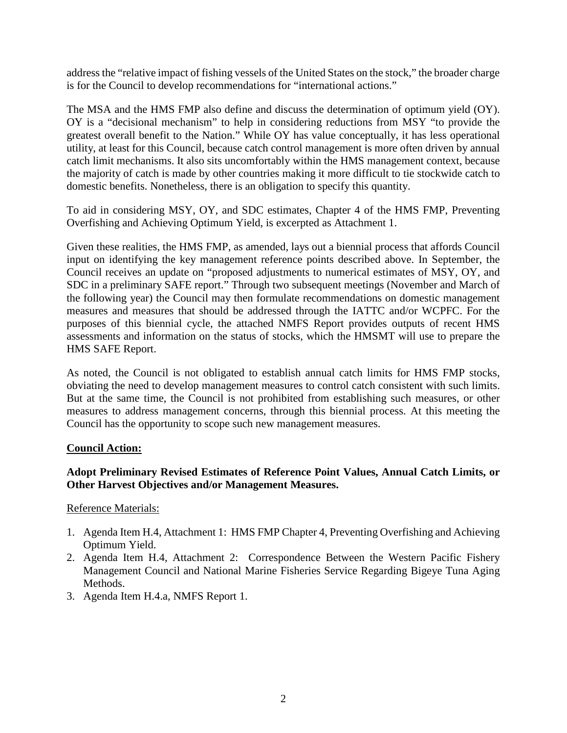address the "relative impact of fishing vessels of the United States on the stock," the broader charge is for the Council to develop recommendations for "international actions."

The MSA and the HMS FMP also define and discuss the determination of optimum yield (OY). OY is a "decisional mechanism" to help in considering reductions from MSY "to provide the greatest overall benefit to the Nation." While OY has value conceptually, it has less operational utility, at least for this Council, because catch control management is more often driven by annual catch limit mechanisms. It also sits uncomfortably within the HMS management context, because the majority of catch is made by other countries making it more difficult to tie stockwide catch to domestic benefits. Nonetheless, there is an obligation to specify this quantity.

To aid in considering MSY, OY, and SDC estimates, Chapter 4 of the HMS FMP, Preventing Overfishing and Achieving Optimum Yield, is excerpted as Attachment 1.

Given these realities, the HMS FMP, as amended, lays out a biennial process that affords Council input on identifying the key management reference points described above. In September, the Council receives an update on "proposed adjustments to numerical estimates of MSY, OY, and SDC in a preliminary SAFE report." Through two subsequent meetings (November and March of the following year) the Council may then formulate recommendations on domestic management measures and measures that should be addressed through the IATTC and/or WCPFC. For the purposes of this biennial cycle, the attached NMFS Report provides outputs of recent HMS assessments and information on the status of stocks, which the HMSMT will use to prepare the HMS SAFE Report.

As noted, the Council is not obligated to establish annual catch limits for HMS FMP stocks, obviating the need to develop management measures to control catch consistent with such limits. But at the same time, the Council is not prohibited from establishing such measures, or other measures to address management concerns, through this biennial process. At this meeting the Council has the opportunity to scope such new management measures.

**Council Action:**

**Adopt Preliminary Revised Estimates of Reference Point Values, Annual Catch Limits, or Other Harvest Objectives and/or Management Measures.**

Reference Materials:

1. Agenda Item H.4, Attachment 1: HMS FMP Chapter 4, Preventing Overfishing and Achieving Optimum Yield.
2. Agenda Item H.4, Attachment 2: Correspondence Between the Western Pacific Fishery Management Council and National Marine Fisheries Service Regarding Bigeye Tuna Aging Methods.
3. Agenda Item H.4.a, NMFS Report 1.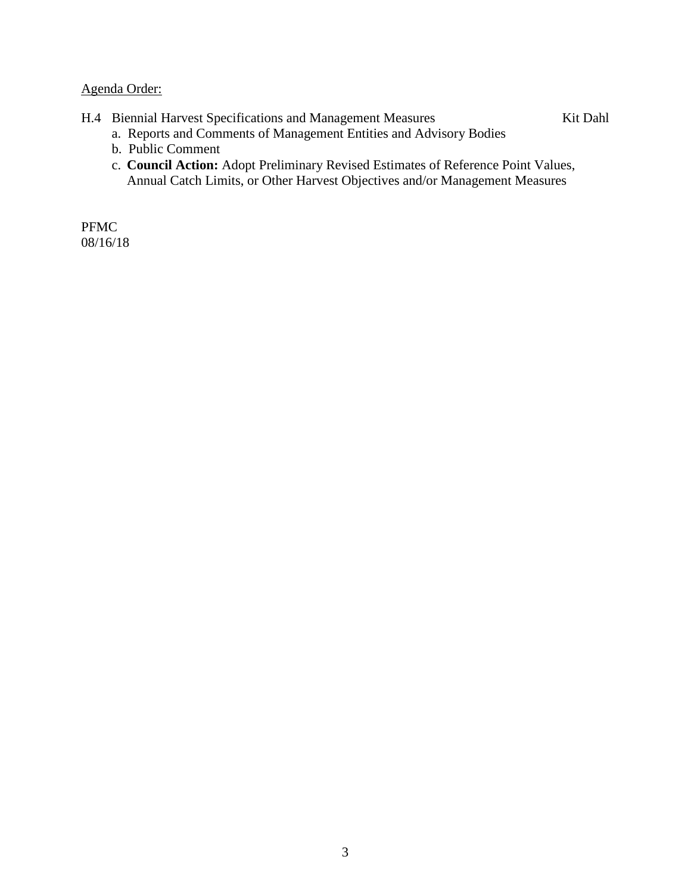<u>Agenda Order:</u>

H.4 Biennial Harvest Specifications and Management Measures Kit Dahl

a. Reports and Comments of Management Entities and Advisory Bodies
b. Public Comment
c. **Council Action:** Adopt Preliminary Revised Estimates of Reference Point Values, Annual Catch Limits, or Other Harvest Objectives and/or Management Measures

PFMC
08/16/18